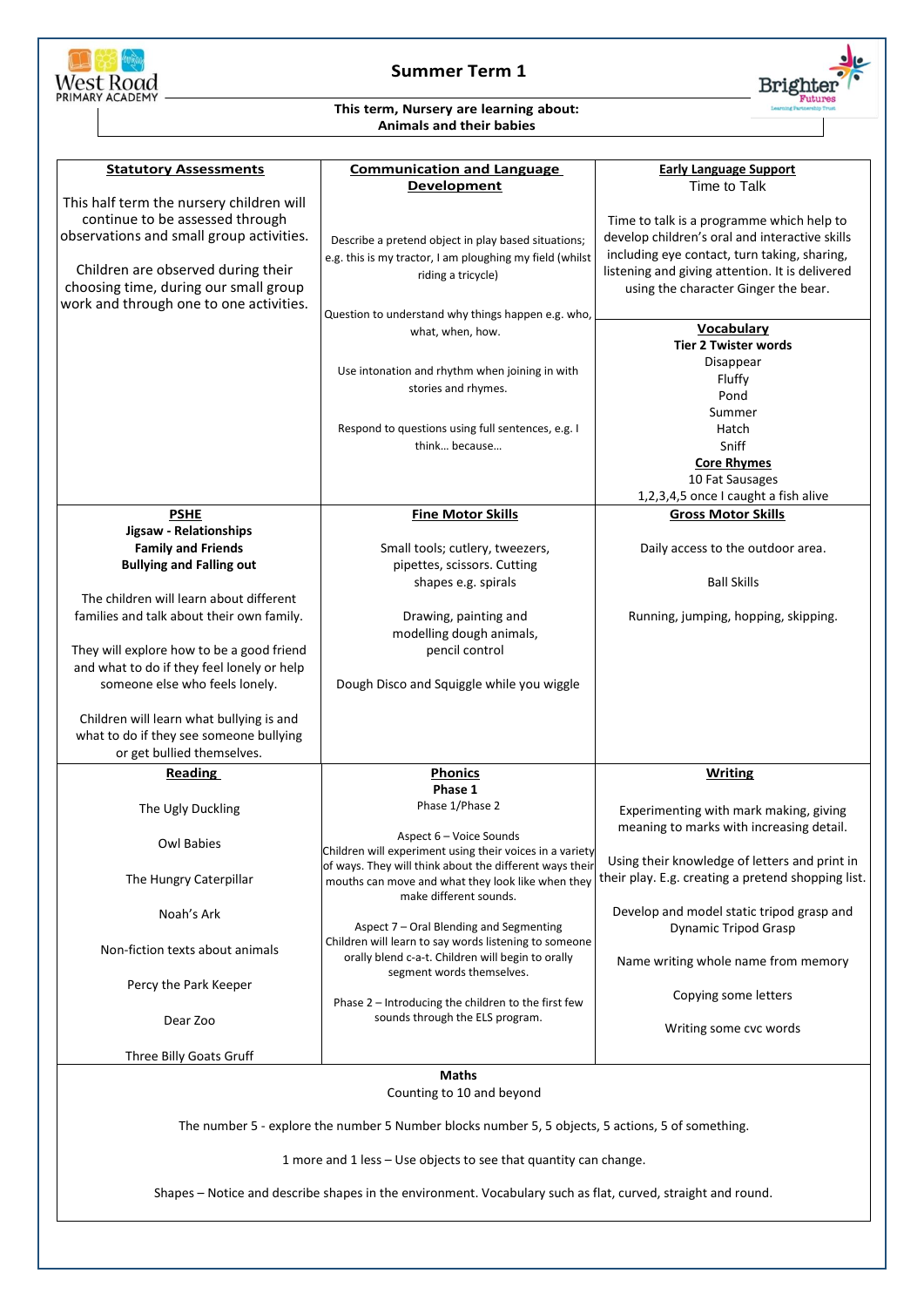# Summer Term 1

**This term, Nursery are learning about:**
**Animals and their babies**

## Statutory Assessments

This half term the nursery children will continue to be assessed through observations and small group activities.

Children are observed during their choosing time, during our small group work and through one to one activities.

## Communication and Language Development

Describe a pretend object in play based situations; e.g. this is my tractor, I am ploughing my field (whilst riding a tricycle)

Question to understand why things happen e.g. who, what, when, how.

Use intonation and rhythm when joining in with stories and rhymes.

Respond to questions using full sentences, e.g. I think… because…

## Early Language Support

Time to Talk

Time to talk is a programme which help to develop children's oral and interactive skills including eye contact, turn taking, sharing, listening and giving attention. It is delivered using the character Ginger the bear.

## Vocabulary

**Tier 2 Twister words**

- Disappear
- Fluffy
- Pond
- Summer
- Hatch
- Sniff

**Core Rhymes**

- 10 Fat Sausages
- 1,2,3,4,5 once I caught a fish alive

## PSHE

**Jigsaw - Relationships**
**Family and Friends**
**Bullying and Falling out**

The children will learn about different families and talk about their own family.

They will explore how to be a good friend and what to do if they feel lonely or help someone else who feels lonely.

Children will learn what bullying is and what to do if they see someone bullying or get bullied themselves.

## Fine Motor Skills

Small tools; cutlery, tweezers, pipettes, scissors. Cutting shapes e.g. spirals

Drawing, painting and modelling dough animals, pencil control

Dough Disco and Squiggle while you wiggle

## Gross Motor Skills

Daily access to the outdoor area.

Ball Skills

Running, jumping, hopping, skipping.

## Reading

- The Ugly Duckling
- Owl Babies
- The Hungry Caterpillar
- Noah's Ark
- Non-fiction texts about animals
- Percy the Park Keeper
- Dear Zoo
- Three Billy Goats Gruff

## Phonics

**Phase 1**

Phase 1/Phase 2

Aspect 6 – Voice Sounds
Children will experiment using their voices in a variety of ways. They will think about the different ways their mouths can move and what they look like when they make different sounds.

Aspect 7 – Oral Blending and Segmenting
Children will learn to say words listening to someone orally blend c-a-t. Children will begin to orally segment words themselves.

Phase 2 – Introducing the children to the first few sounds through the ELS program.

## Writing

Experimenting with mark making, giving meaning to marks with increasing detail.

Using their knowledge of letters and print in their play. E.g. creating a pretend shopping list.

Develop and model static tripod grasp and Dynamic Tripod Grasp

Name writing whole name from memory

Copying some letters

Writing some cvc words

## Maths

Counting to 10 and beyond

The number 5 - explore the number 5 Number blocks number 5, 5 objects, 5 actions, 5 of something.

1 more and 1 less – Use objects to see that quantity can change.

Shapes – Notice and describe shapes in the environment. Vocabulary such as flat, curved, straight and round.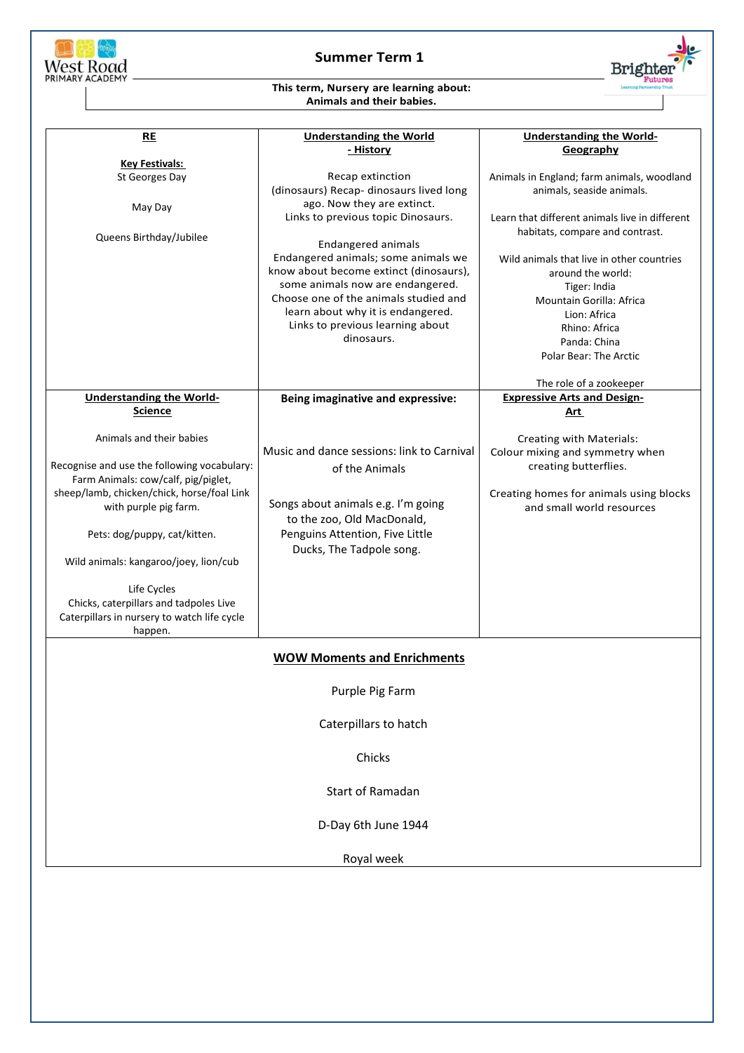# Summer Term 1

**This term, Nursery are learning about:**
**Animals and their babies.**

| **RE** | **Understanding the World - History** | **Understanding the World- Geography** |
|---|---|---|
| **Key Festivals:**<br>St Georges Day<br><br>May Day<br><br>Queens Birthday/Jubilee | Recap extinction (dinosaurs) Recap- dinosaurs lived long ago. Now they are extinct. Links to previous topic Dinosaurs.<br><br>Endangered animals<br>Endangered animals; some animals we know about become extinct (dinosaurs), some animals now are endangered. Choose one of the animals studied and learn about why it is endangered. Links to previous learning about dinosaurs. | Animals in England; farm animals, woodland animals, seaside animals.<br><br>Learn that different animals live in different habitats, compare and contrast.<br><br>Wild animals that live in other countries around the world:<br>Tiger: India<br>Mountain Gorilla: Africa<br>Lion: Africa<br>Rhino: Africa<br>Panda: China<br>Polar Bear: The Arctic<br><br>The role of a zookeeper |
| **Understanding the World- Science** | **Being imaginative and expressive:** | **Expressive Arts and Design- Art** |
| Animals and their babies<br><br>Recognise and use the following vocabulary:<br>Farm Animals: cow/calf, pig/piglet, sheep/lamb, chicken/chick, horse/foal Link with purple pig farm.<br><br>Pets: dog/puppy, cat/kitten.<br><br>Wild animals: kangaroo/joey, lion/cub<br><br>Life Cycles<br>Chicks, caterpillars and tadpoles Live Caterpillars in nursery to watch life cycle happen. | Music and dance sessions: link to Carnival of the Animals<br><br>Songs about animals e.g. I'm going to the zoo, Old MacDonald, Penguins Attention, Five Little Ducks, The Tadpole song. | Creating with Materials:<br>Colour mixing and symmetry when creating butterflies.<br><br>Creating homes for animals using blocks and small world resources |

## WOW Moments and Enrichments

Purple Pig Farm

Caterpillars to hatch

Chicks

Start of Ramadan

D-Day 6th June 1944

Royal week